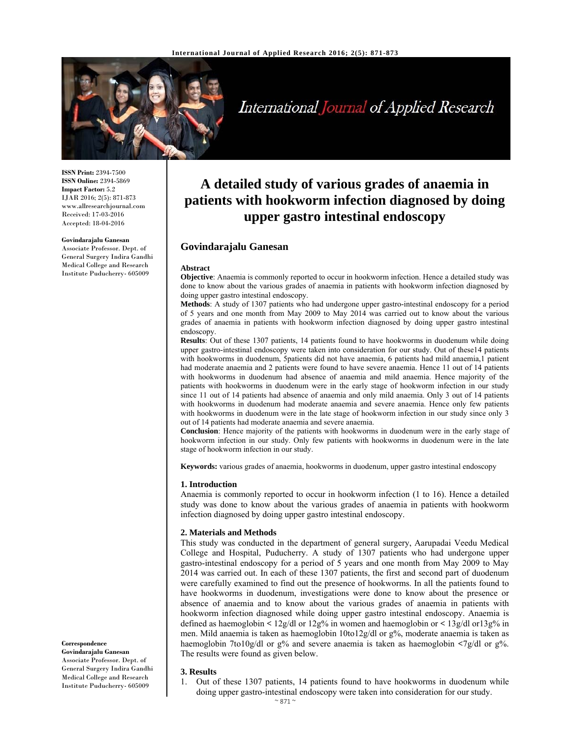# A detailed study of various grades of anaemia in patients with hookworm infection diagnosed by doing upper gastro intestinal endoscopy

**ISSN Print:** 2394-7500
**ISSN Online:** 2394-5869
**Impact Factor:** 5.2
IJAR 2016; 2(5): 871-873
www.allresearchjournal.com
Received: 17-03-2016
Accepted: 18-04-2016

**Govindarajalu Ganesan**
Associate Professor. Dept. of General Surgery Indira Gandhi Medical College and Research Institute Puducherry- 605009

**Correspondence**
**Govindarajalu Ganesan**
Associate Professor. Dept. of General Surgery Indira Gandhi Medical College and Research Institute Puducherry- 605009

## Govindarajalu Ganesan

### Abstract

**Objective**: Anaemia is commonly reported to occur in hookworm infection. Hence a detailed study was done to know about the various grades of anaemia in patients with hookworm infection diagnosed by doing upper gastro intestinal endoscopy.

**Methods**: A study of 1307 patients who had undergone upper gastro-intestinal endoscopy for a period of 5 years and one month from May 2009 to May 2014 was carried out to know about the various grades of anaemia in patients with hookworm infection diagnosed by doing upper gastro intestinal endoscopy.

**Results**: Out of these 1307 patients, 14 patients found to have hookworms in duodenum while doing upper gastro-intestinal endoscopy were taken into consideration for our study. Out of these14 patients with hookworms in duodenum, 5patients did not have anaemia, 6 patients had mild anaemia,1 patient had moderate anaemia and 2 patients were found to have severe anaemia. Hence 11 out of 14 patients with hookworms in duodenum had absence of anaemia and mild anaemia. Hence majority of the patients with hookworms in duodenum were in the early stage of hookworm infection in our study since 11 out of 14 patients had absence of anaemia and only mild anaemia. Only 3 out of 14 patients with hookworms in duodenum had moderate anaemia and severe anaemia. Hence only few patients with hookworms in duodenum were in the late stage of hookworm infection in our study since only 3 out of 14 patients had moderate anaemia and severe anaemia.

**Conclusion**: Hence majority of the patients with hookworms in duodenum were in the early stage of hookworm infection in our study. Only few patients with hookworms in duodenum were in the late stage of hookworm infection in our study.

**Keywords:** various grades of anaemia, hookworms in duodenum, upper gastro intestinal endoscopy

### 1. Introduction

Anaemia is commonly reported to occur in hookworm infection (1 to 16). Hence a detailed study was done to know about the various grades of anaemia in patients with hookworm infection diagnosed by doing upper gastro intestinal endoscopy.

### 2. Materials and Methods

This study was conducted in the department of general surgery, Aarupadai Veedu Medical College and Hospital, Puducherry. A study of 1307 patients who had undergone upper gastro-intestinal endoscopy for a period of 5 years and one month from May 2009 to May 2014 was carried out. In each of these 1307 patients, the first and second part of duodenum were carefully examined to find out the presence of hookworms. In all the patients found to have hookworms in duodenum, investigations were done to know about the presence or absence of anaemia and to know about the various grades of anaemia in patients with hookworm infection diagnosed while doing upper gastro intestinal endoscopy. Anaemia is defined as haemoglobin < 12g/dl or 12g% in women and haemoglobin or < 13g/dl or13g% in men. Mild anaemia is taken as haemoglobin 10to12g/dl or g%, moderate anaemia is taken as haemoglobin 7to10g/dl or g% and severe anaemia is taken as haemoglobin <7g/dl or g%. The results were found as given below.

### 3. Results

1. Out of these 1307 patients, 14 patients found to have hookworms in duodenum while doing upper gastro-intestinal endoscopy were taken into consideration for our study.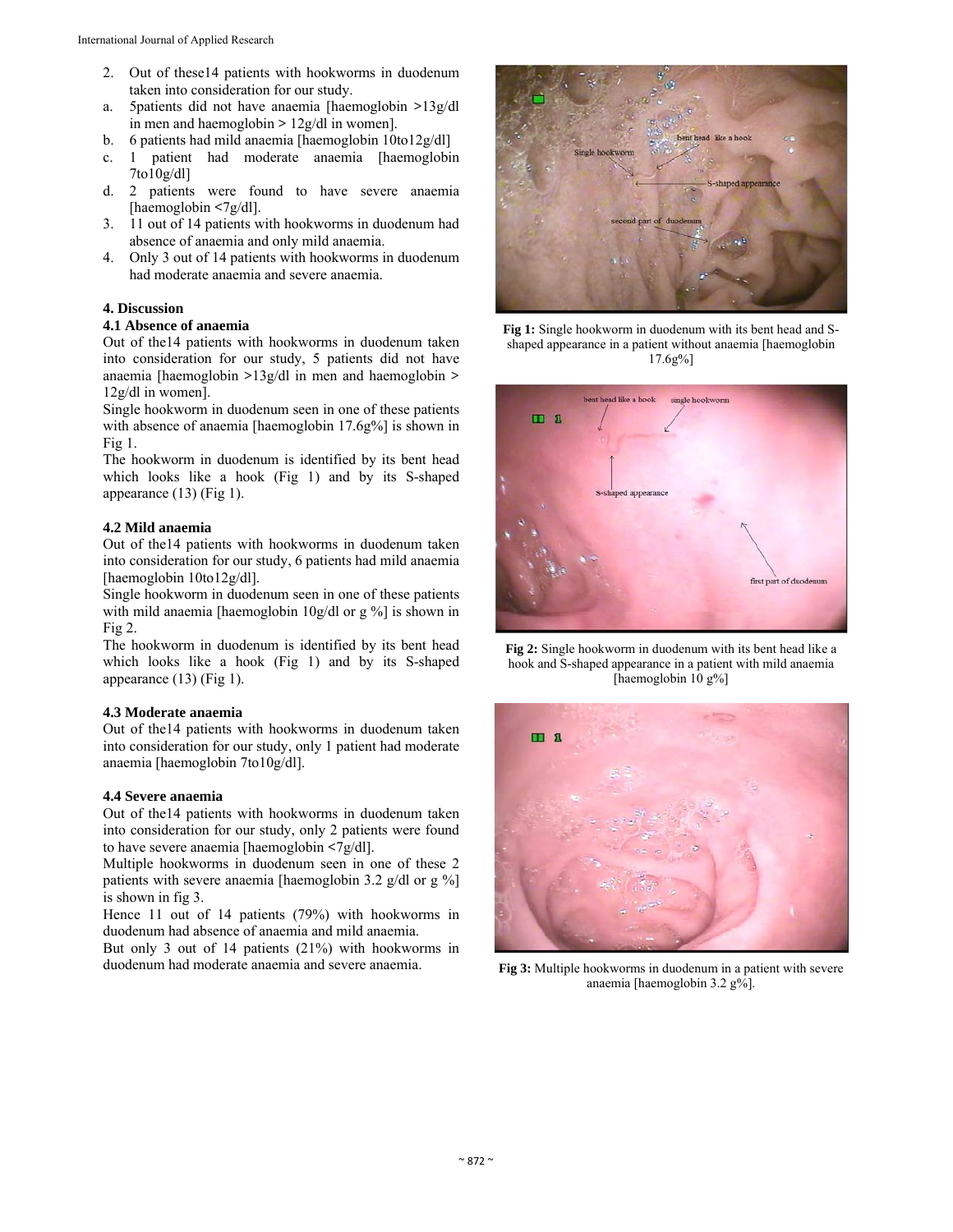2. Out of these14 patients with hookworms in duodenum taken into consideration for our study.
   a. 5patients did not have anaemia [haemoglobin >13g/dl in men and haemoglobin > 12g/dl in women].
   b. 6 patients had mild anaemia [haemoglobin 10to12g/dl]
   c. 1 patient had moderate anaemia [haemoglobin 7to10g/dl]
   d. 2 patients were found to have severe anaemia [haemoglobin <7g/dl].
3. 11 out of 14 patients with hookworms in duodenum had absence of anaemia and only mild anaemia.
4. Only 3 out of 14 patients with hookworms in duodenum had moderate anaemia and severe anaemia.

## 4. Discussion

### 4.1 Absence of anaemia

Out of the14 patients with hookworms in duodenum taken into consideration for our study, 5 patients did not have anaemia [haemoglobin >13g/dl in men and haemoglobin > 12g/dl in women].

Single hookworm in duodenum seen in one of these patients with absence of anaemia [haemoglobin 17.6g%] is shown in Fig 1.

The hookworm in duodenum is identified by its bent head which looks like a hook (Fig 1) and by its S-shaped appearance (13) (Fig 1).

### 4.2 Mild anaemia

Out of the14 patients with hookworms in duodenum taken into consideration for our study, 6 patients had mild anaemia [haemoglobin 10to12g/dl].

Single hookworm in duodenum seen in one of these patients with mild anaemia [haemoglobin 10g/dl or g %] is shown in Fig 2.

The hookworm in duodenum is identified by its bent head which looks like a hook (Fig 1) and by its S-shaped appearance (13) (Fig 1).

### 4.3 Moderate anaemia

Out of the14 patients with hookworms in duodenum taken into consideration for our study, only 1 patient had moderate anaemia [haemoglobin 7to10g/dl].

### 4.4 Severe anaemia

Out of the14 patients with hookworms in duodenum taken into consideration for our study, only 2 patients were found to have severe anaemia [haemoglobin <7g/dl].

Multiple hookworms in duodenum seen in one of these 2 patients with severe anaemia [haemoglobin 3.2 g/dl or g %] is shown in fig 3.

Hence 11 out of 14 patients (79%) with hookworms in duodenum had absence of anaemia and mild anaemia.

But only 3 out of 14 patients (21%) with hookworms in duodenum had moderate anaemia and severe anaemia.

**Fig 1:** Single hookworm in duodenum with its bent head and S-shaped appearance in a patient without anaemia [haemoglobin 17.6g%]

**Fig 2:** Single hookworm in duodenum with its bent head like a hook and S-shaped appearance in a patient with mild anaemia [haemoglobin 10 g%]

**Fig 3:** Multiple hookworms in duodenum in a patient with severe anaemia [haemoglobin 3.2 g%].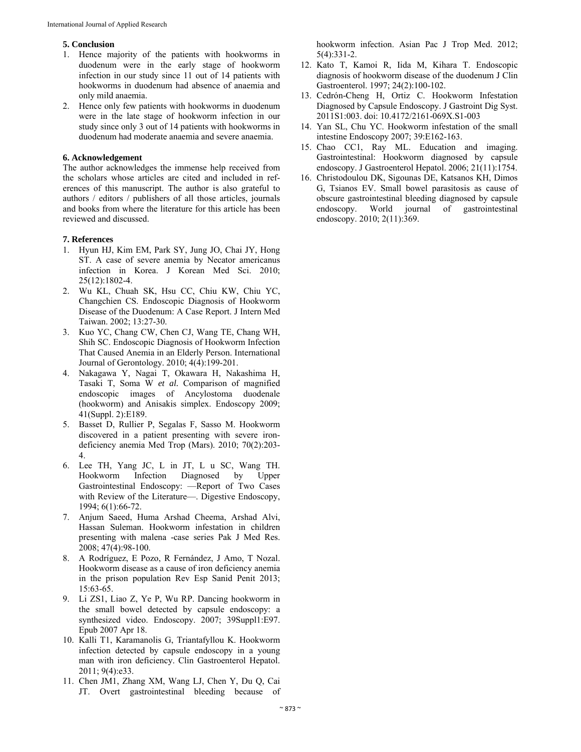## 5. Conclusion

1. Hence majority of the patients with hookworms in duodenum were in the early stage of hookworm infection in our study since 11 out of 14 patients with hookworms in duodenum had absence of anaemia and only mild anaemia.
2. Hence only few patients with hookworms in duodenum were in the late stage of hookworm infection in our study since only 3 out of 14 patients with hookworms in duodenum had moderate anaemia and severe anaemia.

## 6. Acknowledgement

The author acknowledges the immense help received from the scholars whose articles are cited and included in references of this manuscript. The author is also grateful to authors / editors / publishers of all those articles, journals and books from where the literature for this article has been reviewed and discussed.

## 7. References

1. Hyun HJ, Kim EM, Park SY, Jung JO, Chai JY, Hong ST. A case of severe anemia by Necator americanus infection in Korea. J Korean Med Sci. 2010; 25(12):1802-4.
2. Wu KL, Chuah SK, Hsu CC, Chiu KW, Chiu YC, Changchien CS. Endoscopic Diagnosis of Hookworm Disease of the Duodenum: A Case Report. J Intern Med Taiwan. 2002; 13:27-30.
3. Kuo YC, Chang CW, Chen CJ, Wang TE, Chang WH, Shih SC. Endoscopic Diagnosis of Hookworm Infection That Caused Anemia in an Elderly Person. International Journal of Gerontology. 2010; 4(4):199-201.
4. Nakagawa Y, Nagai T, Okawara H, Nakashima H, Tasaki T, Soma W *et al.* Comparison of magnified endoscopic images of Ancylostoma duodenale (hookworm) and Anisakis simplex. Endoscopy 2009; 41(Suppl. 2):E189.
5. Basset D, Rullier P, Segalas F, Sasso M. Hookworm discovered in a patient presenting with severe iron-deficiency anemia Med Trop (Mars). 2010; 70(2):203-4.
6. Lee TH, Yang JC, L in JT, L u SC, Wang TH. Hookworm Infection Diagnosed by Upper Gastrointestinal Endoscopy: —Report of Two Cases with Review of the Literature—. Digestive Endoscopy, 1994; 6(1):66-72.
7. Anjum Saeed, Huma Arshad Cheema, Arshad Alvi, Hassan Suleman. Hookworm infestation in children presenting with malena -case series Pak J Med Res. 2008; 47(4):98-100.
8. A Rodríguez, E Pozo, R Fernández, J Amo, T Nozal. Hookworm disease as a cause of iron deficiency anemia in the prison population Rev Esp Sanid Penit 2013; 15:63-65.
9. Li ZS1, Liao Z, Ye P, Wu RP. Dancing hookworm in the small bowel detected by capsule endoscopy: a synthesized video. Endoscopy. 2007; 39Suppl1:E97. Epub 2007 Apr 18.
10. Kalli T1, Karamanolis G, Triantafyllou K. Hookworm infection detected by capsule endoscopy in a young man with iron deficiency. Clin Gastroenterol Hepatol. 2011; 9(4):e33.
11. Chen JM1, Zhang XM, Wang LJ, Chen Y, Du Q, Cai JT. Overt gastrointestinal bleeding because of hookworm infection. Asian Pac J Trop Med. 2012; 5(4):331-2.
12. Kato T, Kamoi R, Iida M, Kihara T. Endoscopic diagnosis of hookworm disease of the duodenum J Clin Gastroenterol. 1997; 24(2):100-102.
13. Cedrón-Cheng H, Ortiz C. Hookworm Infestation Diagnosed by Capsule Endoscopy. J Gastroint Dig Syst. 2011S1:003. doi: 10.4172/2161-069X.S1-003
14. Yan SL, Chu YC. Hookworm infestation of the small intestine Endoscopy 2007; 39:E162-163.
15. Chao CC1, Ray ML. Education and imaging. Gastrointestinal: Hookworm diagnosed by capsule endoscopy. J Gastroenterol Hepatol. 2006; 21(11):1754.
16. Christodoulou DK, Sigounas DE, Katsanos KH, Dimos G, Tsianos EV. Small bowel parasitosis as cause of obscure gastrointestinal bleeding diagnosed by capsule endoscopy. World journal of gastrointestinal endoscopy. 2010; 2(11):369.